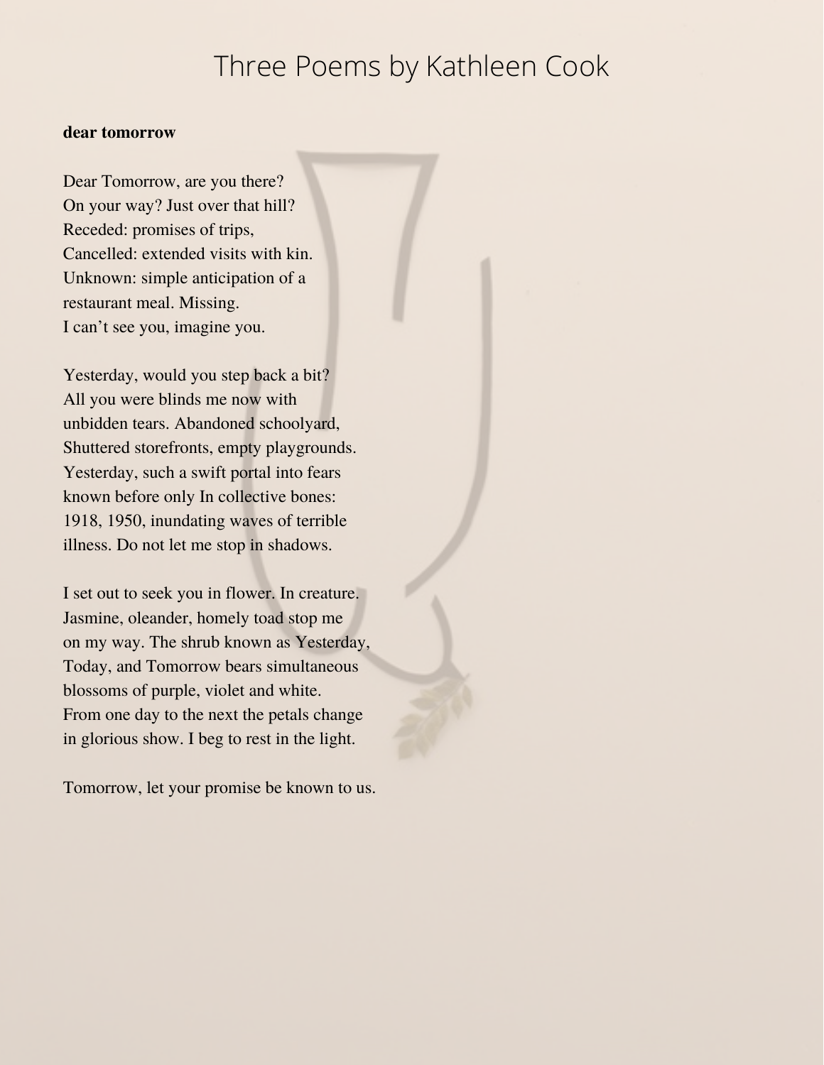# Three Poems by Kathleen Cook

**dear tomorrow**

Dear Tomorrow, are you there?  
On your way? Just over that hill?  
Receded: promises of trips,  
Cancelled: extended visits with kin.  
Unknown: simple anticipation of a  
restaurant meal. Missing.  
I can’t see you, imagine you.

Yesterday, would you step back a bit?  
All you were blinds me now with  
unbidden tears. Abandoned schoolyard,  
Shuttered storefronts, empty playgrounds.  
Yesterday, such a swift portal into fears  
known before only In collective bones:  
1918, 1950, inundating waves of terrible  
illness. Do not let me stop in shadows.

I set out to seek you in flower. In creature.  
Jasmine, oleander, homely toad stop me  
on my way. The shrub known as Yesterday,  
Today, and Tomorrow bears simultaneous  
blossoms of purple, violet and white.  
From one day to the next the petals change  
in glorious show. I beg to rest in the light.

Tomorrow, let your promise be known to us.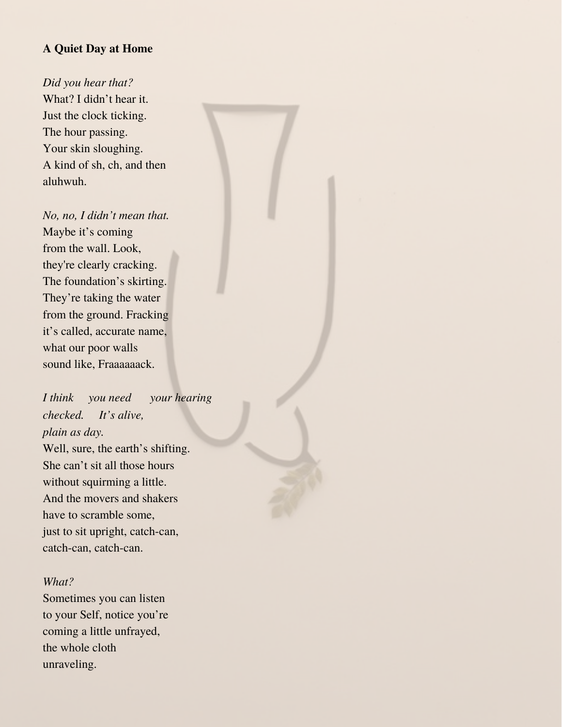**A Quiet Day at Home**

*Did you hear that?*
What? I didn't hear it.
Just the clock ticking.
The hour passing.
Your skin sloughing.
A kind of sh, ch, and then
aluhwuh.

*No, no, I didn't mean that.*
Maybe it's coming
from the wall. Look,
they're clearly cracking.
The foundation's skirting.
They're taking the water
from the ground. Fracking
it's called, accurate name,
what our poor walls
sound like, Fraaaaaack.

*I think you need your hearing*
*checked. It's alive,*
*plain as day.*
Well, sure, the earth's shifting.
She can't sit all those hours
without squirming a little.
And the movers and shakers
have to scramble some,
just to sit upright, catch-can,
catch-can, catch-can.

*What?*
Sometimes you can listen
to your Self, notice you're
coming a little unfrayed,
the whole cloth
unraveling.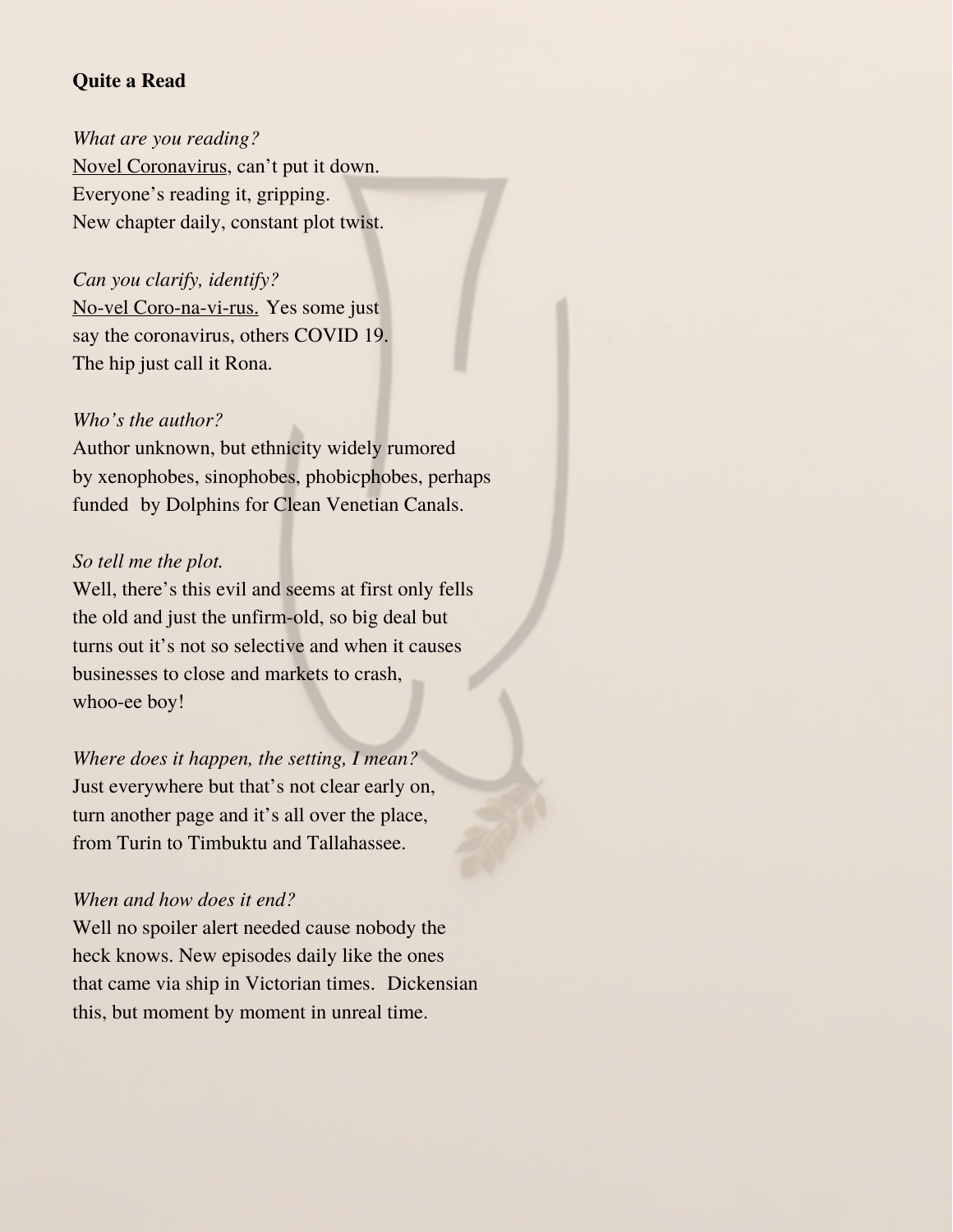**Quite a Read**

*What are you reading?*
<u>Novel Coronavirus</u>, can't put it down.
Everyone's reading it, gripping.
New chapter daily, constant plot twist.

*Can you clarify, identify?*
<u>No-vel Coro-na-vi-rus.</u> Yes some just
say the coronavirus, others COVID 19.
The hip just call it Rona.

*Who's the author?*
Author unknown, but ethnicity widely rumored
by xenophobes, sinophobes, phobicphobes, perhaps
funded by Dolphins for Clean Venetian Canals.

*So tell me the plot.*
Well, there's this evil and seems at first only fells
the old and just the unfirm-old, so big deal but
turns out it's not so selective and when it causes
businesses to close and markets to crash,
whoo-ee boy!

*Where does it happen, the setting, I mean?*
Just everywhere but that's not clear early on,
turn another page and it's all over the place,
from Turin to Timbuktu and Tallahassee.

*When and how does it end?*
Well no spoiler alert needed cause nobody the
heck knows. New episodes daily like the ones
that came via ship in Victorian times. Dickensian
this, but moment by moment in unreal time.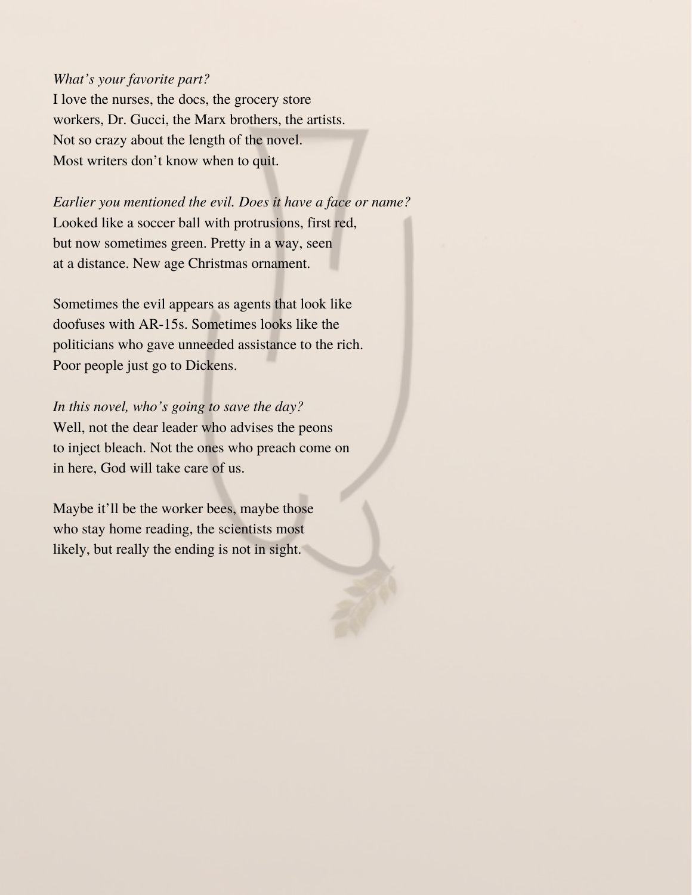*What's your favorite part?*
I love the nurses, the docs, the grocery store
workers, Dr. Gucci, the Marx brothers, the artists.
Not so crazy about the length of the novel.
Most writers don't know when to quit.

*Earlier you mentioned the evil. Does it have a face or name?*
Looked like a soccer ball with protrusions, first red,
but now sometimes green. Pretty in a way, seen
at a distance. New age Christmas ornament.

Sometimes the evil appears as agents that look like
doofuses with AR-15s. Sometimes looks like the
politicians who gave unneeded assistance to the rich.
Poor people just go to Dickens.

*In this novel, who's going to save the day?*
Well, not the dear leader who advises the peons
to inject bleach. Not the ones who preach come on
in here, God will take care of us.

Maybe it'll be the worker bees, maybe those
who stay home reading, the scientists most
likely, but really the ending is not in sight.